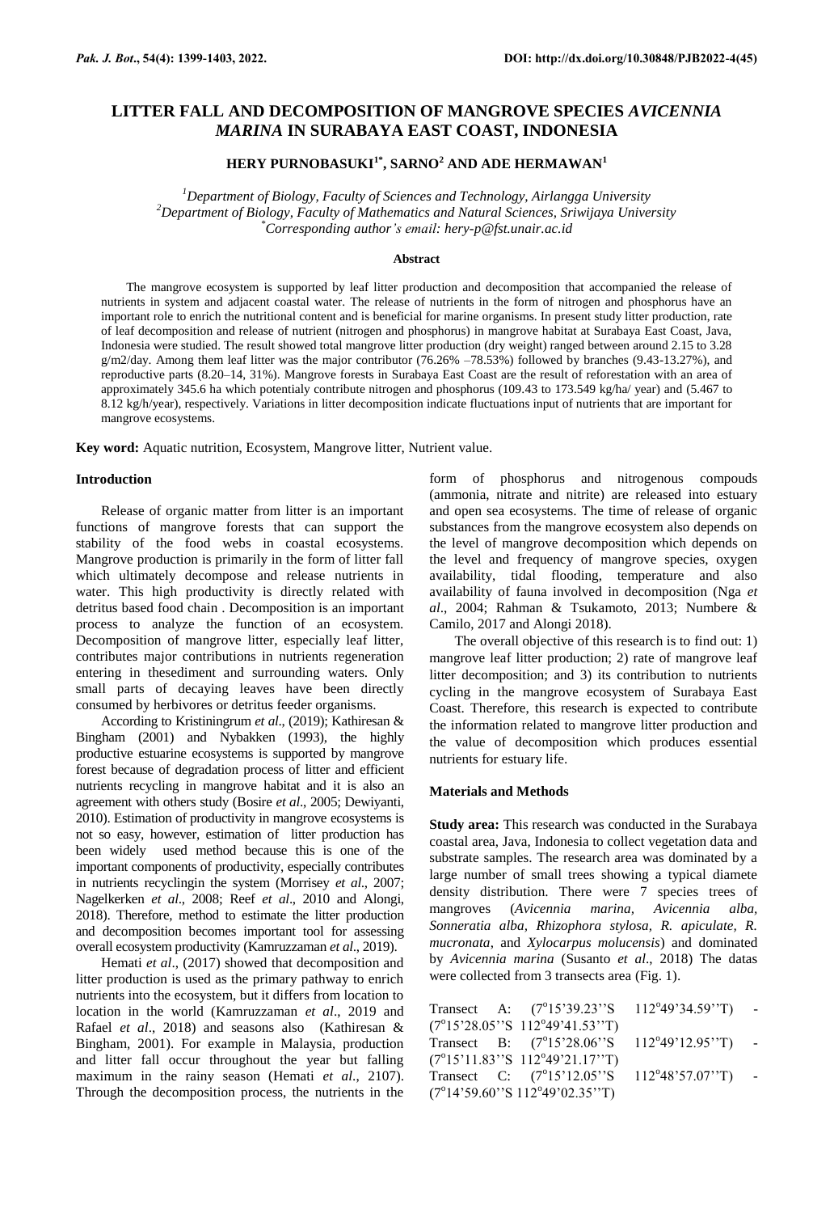# LITTER FALL AND DECOMPOSITION OF MANGROVE SPECIES *AVICENNIA MARINA* IN SURABAYA EAST COAST, INDONESIA

**HERY PURNOBASUKI[1*], SARNO[2] AND ADE HERMAWAN[1]**

*[1]Department of Biology, Faculty of Sciences and Technology, Airlangga University*
*[2]Department of Biology, Faculty of Mathematics and Natural Sciences, Sriwijaya University*
*[*]Corresponding author's email: hery-p@fst.unair.ac.id*

## Abstract

The mangrove ecosystem is supported by leaf litter production and decomposition that accompanied the release of nutrients in system and adjacent coastal water. The release of nutrients in the form of nitrogen and phosphorus have an important role to enrich the nutritional content and is beneficial for marine organisms. In present study litter production, rate of leaf decomposition and release of nutrient (nitrogen and phosphorus) in mangrove habitat at Surabaya East Coast, Java, Indonesia were studied. The result showed total mangrove litter production (dry weight) ranged between around 2.15 to 3.28 g/m2/day. Among them leaf litter was the major contributor (76.26% –78.53%) followed by branches (9.43-13.27%), and reproductive parts (8.20–14, 31%). Mangrove forests in Surabaya East Coast are the result of reforestation with an area of approximately 345.6 ha which potentialy contribute nitrogen and phosphorus (109.43 to 173.549 kg/ha/ year) and (5.467 to 8.12 kg/h/year), respectively. Variations in litter decomposition indicate fluctuations input of nutrients that are important for mangrove ecosystems.

**Key word:** Aquatic nutrition, Ecosystem, Mangrove litter, Nutrient value.

## Introduction

Release of organic matter from litter is an important functions of mangrove forests that can support the stability of the food webs in coastal ecosystems. Mangrove production is primarily in the form of litter fall which ultimately decompose and release nutrients in water. This high productivity is directly related with detritus based food chain . Decomposition is an important process to analyze the function of an ecosystem. Decomposition of mangrove litter, especially leaf litter, contributes major contributions in nutrients regeneration entering in thesediment and surrounding waters. Only small parts of decaying leaves have been directly consumed by herbivores or detritus feeder organisms.

According to Kristiningrum *et al*., (2019); Kathiresan & Bingham (2001) and Nybakken (1993), the highly productive estuarine ecosystems is supported by mangrove forest because of degradation process of litter and efficient nutrients recycling in mangrove habitat and it is also an agreement with others study (Bosire *et al*., 2005; Dewiyanti, 2010). Estimation of productivity in mangrove ecosystems is not so easy, however, estimation of litter production has been widely used method because this is one of the important components of productivity, especially contributes in nutrients recyclingin the system (Morrisey *et al*., 2007; Nagelkerken *et al*., 2008; Reef *et al*., 2010 and Alongi, 2018). Therefore, method to estimate the litter production and decomposition becomes important tool for assessing overall ecosystem productivity (Kamruzzaman *et al*., 2019).

Hemati *et al*., (2017) showed that decomposition and litter production is used as the primary pathway to enrich nutrients into the ecosystem, but it differs from location to location in the world (Kamruzzaman *et al*., 2019 and Rafael *et al*., 2018) and seasons also (Kathiresan & Bingham, 2001). For example in Malaysia, production and litter fall occur throughout the year but falling maximum in the rainy season (Hemati *et al*., 2107). Through the decomposition process, the nutrients in the form of phosphorus and nitrogenous compouds (ammonia, nitrate and nitrite) are released into estuary and open sea ecosystems. The time of release of organic substances from the mangrove ecosystem also depends on the level of mangrove decomposition which depends on the level and frequency of mangrove species, oxygen availability, tidal flooding, temperature and also availability of fauna involved in decomposition (Nga *et al*., 2004; Rahman & Tsukamoto, 2013; Numbere & Camilo, 2017 and Alongi 2018).

The overall objective of this research is to find out: 1) mangrove leaf litter production; 2) rate of mangrove leaf litter decomposition; and 3) its contribution to nutrients cycling in the mangrove ecosystem of Surabaya East Coast. Therefore, this research is expected to contribute the information related to mangrove litter production and the value of decomposition which produces essential nutrients for estuary life.

## Materials and Methods

**Study area:** This research was conducted in the Surabaya coastal area, Java, Indonesia to collect vegetation data and substrate samples. The research area was dominated by a large number of small trees showing a typical diamete density distribution. There were 7 species trees of mangroves (*Avicennia marina, Avicennia alba, Sonneratia alba, Rhizophora stylosa, R. apiculate, R. mucronata*, and *Xylocarpus molucensis*) and dominated by *Avicennia marina* (Susanto *et al*., 2018) The datas were collected from 3 transects area (Fig. 1).

Transect A: (7°15'39.23''S 112°49'34.59''T) - (7°15'28.05''S 112°49'41.53''T)
Transect B: (7°15'28.06''S 112°49'12.95''T) - (7°15'11.83''S 112°49'21.17''T)
Transect C: (7°15'12.05''S 112°48'57.07''T) - (7°14'59.60''S 112°49'02.35''T)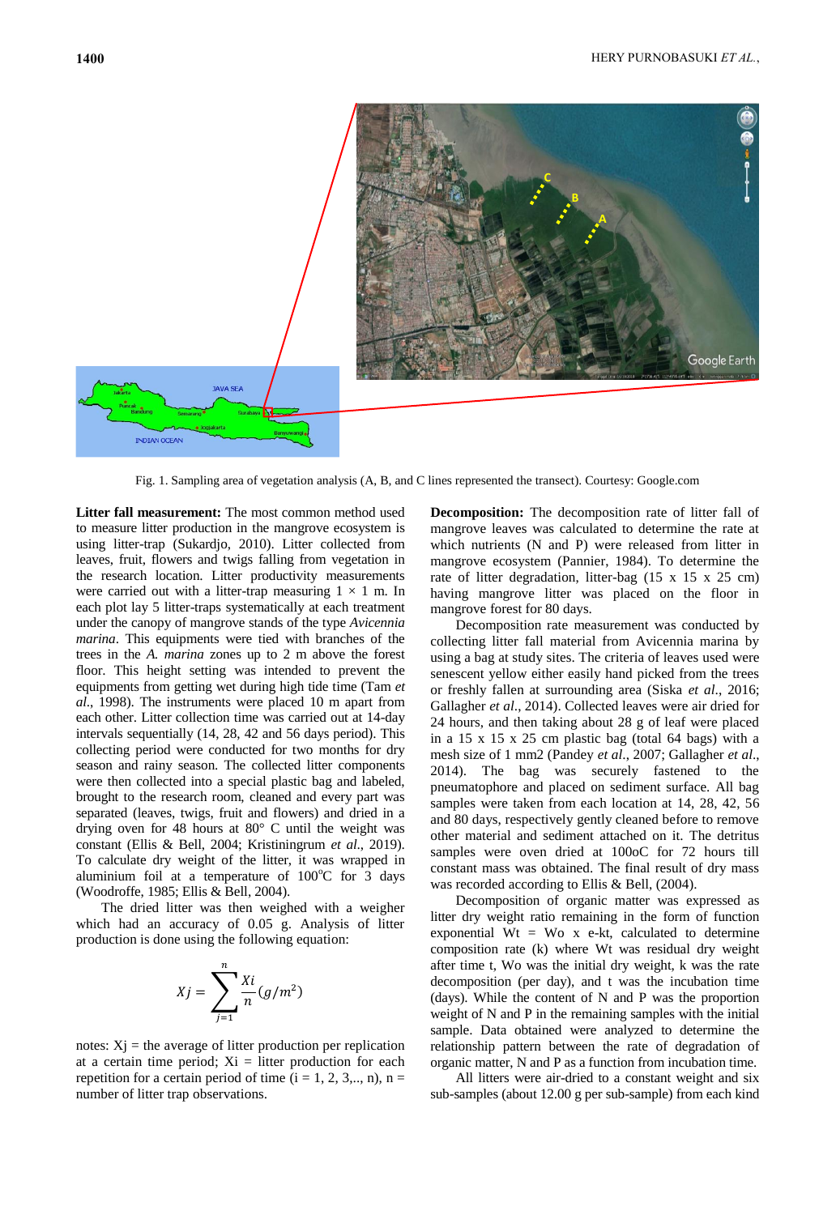Fig. 1. Sampling area of vegetation analysis (A, B, and C lines represented the transect). Courtesy: Google.com

**Litter fall measurement:** The most common method used to measure litter production in the mangrove ecosystem is using litter-trap (Sukardjo, 2010). Litter collected from leaves, fruit, flowers and twigs falling from vegetation in the research location. Litter productivity measurements were carried out with a litter-trap measuring 1 × 1 m. In each plot lay 5 litter-traps systematically at each treatment under the canopy of mangrove stands of the type *Avicennia marina*. This equipments were tied with branches of the trees in the *A. marina* zones up to 2 m above the forest floor. This height setting was intended to prevent the equipments from getting wet during high tide time (Tam *et al*., 1998). The instruments were placed 10 m apart from each other. Litter collection time was carried out at 14-day intervals sequentially (14, 28, 42 and 56 days period). This collecting period were conducted for two months for dry season and rainy season. The collected litter components were then collected into a special plastic bag and labeled, brought to the research room, cleaned and every part was separated (leaves, twigs, fruit and flowers) and dried in a drying oven for 48 hours at 80° C until the weight was constant (Ellis & Bell, 2004; Kristiningrum *et al*., 2019). To calculate dry weight of the litter, it was wrapped in aluminium foil at a temperature of 100°C for 3 days (Woodroffe, 1985; Ellis & Bell, 2004).

The dried litter was then weighed with a weigher which had an accuracy of 0.05 g. Analysis of litter production is done using the following equation:

$$Xj = \sum_{j=1}^{n} \frac{Xi}{n} (g/m^2)$$

notes: Xj = the average of litter production per replication at a certain time period; Xi = litter production for each repetition for a certain period of time (i = 1, 2, 3,.., n), n = number of litter trap observations.

**Decomposition:** The decomposition rate of litter fall of mangrove leaves was calculated to determine the rate at which nutrients (N and P) were released from litter in mangrove ecosystem (Pannier, 1984). To determine the rate of litter degradation, litter-bag (15 x 15 x 25 cm) having mangrove litter was placed on the floor in mangrove forest for 80 days.

Decomposition rate measurement was conducted by collecting litter fall material from Avicennia marina by using a bag at study sites. The criteria of leaves used were senescent yellow either easily hand picked from the trees or freshly fallen at surrounding area (Siska *et al*., 2016; Gallagher *et al*., 2014). Collected leaves were air dried for 24 hours, and then taking about 28 g of leaf were placed in a 15 x 15 x 25 cm plastic bag (total 64 bags) with a mesh size of 1 mm2 (Pandey *et al*., 2007; Gallagher *et al*., 2014). The bag was securely fastened to the pneumatophore and placed on sediment surface. All bag samples were taken from each location at 14, 28, 42, 56 and 80 days, respectively gently cleaned before to remove other material and sediment attached on it. The detritus samples were oven dried at 100oC for 72 hours till constant mass was obtained. The final result of dry mass was recorded according to Ellis & Bell, (2004).

Decomposition of organic matter was expressed as litter dry weight ratio remaining in the form of function exponential Wt = Wo x e-kt, calculated to determine composition rate (k) where Wt was residual dry weight after time t, Wo was the initial dry weight, k was the rate decomposition (per day), and t was the incubation time (days). While the content of N and P was the proportion weight of N and P in the remaining samples with the initial sample. Data obtained were analyzed to determine the relationship pattern between the rate of degradation of organic matter, N and P as a function from incubation time.

All litters were air-dried to a constant weight and six sub-samples (about 12.00 g per sub-sample) from each kind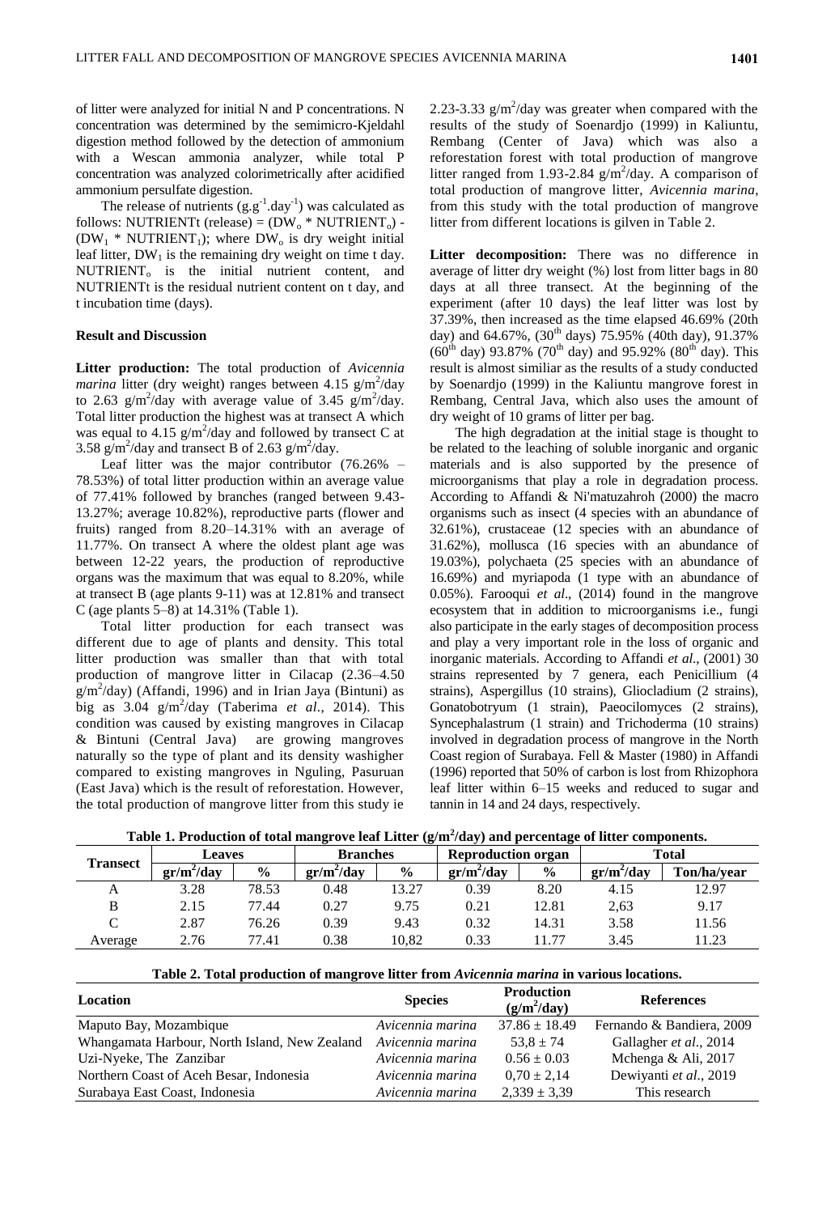of litter were analyzed for initial N and P concentrations. N concentration was determined by the semimicro-Kjeldahl digestion method followed by the detection of ammonium with a Wescan ammonia analyzer, while total P concentration was analyzed colorimetrically after acidified ammonium persulfate digestion.

The release of nutrients ($g.g^{-1}.day^{-1}$) was calculated as follows: NUTRIENTt (release) = ($DW_o$ * $NUTRIENT_o$) - ($DW_1$ * $NUTRIENT_1$); where $DW_o$ is dry weight initial leaf litter, $DW_1$ is the remaining dry weight on time t day. $NUTRIENT_o$ is the initial nutrient content, and NUTRIENTt is the residual nutrient content on t day, and t incubation time (days).

## Result and Discussion

**Litter production:** The total production of *Avicennia marina* litter (dry weight) ranges between 4.15 $g/m^2$/day to 2.63 $g/m^2$/day with average value of 3.45 $g/m^2$/day. Total litter production the highest was at transect A which was equal to 4.15 $g/m^2$/day and followed by transect C at 3.58 $g/m^2$/day and transect B of 2.63 $g/m^2$/day.

Leaf litter was the major contributor (76.26% – 78.53%) of total litter production within an average value of 77.41% followed by branches (ranged between 9.43-13.27%; average 10.82%), reproductive parts (flower and fruits) ranged from 8.20–14.31% with an average of 11.77%. On transect A where the oldest plant age was between 12-22 years, the production of reproductive organs was the maximum that was equal to 8.20%, while at transect B (age plants 9-11) was at 12.81% and transect C (age plants 5–8) at 14.31% (Table 1).

Total litter production for each transect was different due to age of plants and density. This total litter production was smaller than that with total production of mangrove litter in Cilacap (2.36–4.50 $g/m^2$/day) (Affandi, 1996) and in Irian Jaya (Bintuni) as big as 3.04 $g/m^2$/day (Taberima *et al*., 2014). This condition was caused by existing mangroves in Cilacap & Bintuni (Central Java) are growing mangroves naturally so the type of plant and its density washigher compared to existing mangroves in Nguling, Pasuruan (East Java) which is the result of reforestation. However, the total production of mangrove litter from this study ie 2.23-3.33 $g/m^2$/day was greater when compared with the results of the study of Soenardjo (1999) in Kaliuntu, Rembang (Center of Java) which was also a reforestation forest with total production of mangrove litter ranged from 1.93-2.84 $g/m^2$/day. A comparison of total production of mangrove litter, *Avicennia marina*, from this study with the total production of mangrove litter from different locations is gilven in Table 2.

**Litter decomposition:** There was no difference in average of litter dry weight (%) lost from litter bags in 80 days at all three transect. At the beginning of the experiment (after 10 days) the leaf litter was lost by 37.39%, then increased as the time elapsed 46.69% (20th day) and 64.67%, ($30^{th}$ days) 75.95% (40th day), 91.37% ($60^{th}$ day) 93.87% ($70^{th}$ day) and 95.92% ($80^{th}$ day). This result is almost similiar as the results of a study conducted by Soenardjo (1999) in the Kaliuntu mangrove forest in Rembang, Central Java, which also uses the amount of dry weight of 10 grams of litter per bag.

The high degradation at the initial stage is thought to be related to the leaching of soluble inorganic and organic materials and is also supported by the presence of microorganisms that play a role in degradation process. According to Affandi & Ni'matuzahroh (2000) the macro organisms such as insect (4 species with an abundance of 32.61%), crustaceae (12 species with an abundance of 31.62%), mollusca (16 species with an abundance of 19.03%), polychaeta (25 species with an abundance of 16.69%) and myriapoda (1 type with an abundance of 0.05%). Farooqui *et al*., (2014) found in the mangrove ecosystem that in addition to microorganisms i.e., fungi also participate in the early stages of decomposition process and play a very important role in the loss of organic and inorganic materials. According to Affandi *et al*., (2001) 30 strains represented by 7 genera, each Penicillium (4 strains), Aspergillus (10 strains), Gliocladium (2 strains), Gonatobotryum (1 strain), Paeocilomyces (2 strains), Syncephalastrum (1 strain) and Trichoderma (10 strains) involved in degradation process of mangrove in the North Coast region of Surabaya. Fell & Master (1980) in Affandi (1996) reported that 50% of carbon is lost from Rhizophora leaf litter within 6–15 weeks and reduced to sugar and tannin in 14 and 24 days, respectively.

**Table 1. Production of total mangrove leaf Litter ($g/m^2$/day) and percentage of litter components.**

| Transect | Leaves | | Branches | | Reproduction organ | | Total | |
|---|---|---|---|---|---|---|---|---|
| | $gr/m^2$/day | % | $gr/m^2$/day | % | $gr/m^2$/day | % | $gr/m^2$/day | Ton/ha/year |
| A | 3.28 | 78.53 | 0.48 | 13.27 | 0.39 | 8.20 | 4.15 | 12.97 |
| B | 2.15 | 77.44 | 0.27 | 9.75 | 0.21 | 12.81 | 2,63 | 9.17 |
| C | 2.87 | 76.26 | 0.39 | 9.43 | 0.32 | 14.31 | 3.58 | 11.56 |
| Average | 2.76 | 77.41 | 0.38 | 10,82 | 0.33 | 11.77 | 3.45 | 11.23 |

**Table 2. Total production of mangrove litter from *Avicennia marina* in various locations.**

| Location | Species | Production ($g/m^2$/day) | References |
|---|---|---|---|
| Maputo Bay, Mozambique | *Avicennia marina* | 37.86 ± 18.49 | Fernando & Bandiera, 2009 |
| Whangamata Harbour, North Island, New Zealand | *Avicennia marina* | 53,8 ± 74 | Gallagher *et al*., 2014 |
| Uzi-Nyeke, The Zanzibar | *Avicennia marina* | 0.56 ± 0.03 | Mchenga & Ali, 2017 |
| Northern Coast of Aceh Besar, Indonesia | *Avicennia marina* | 0,70 ± 2,14 | Dewiyanti *et al*., 2019 |
| Surabaya East Coast, Indonesia | *Avicennia marina* | 2,339 ± 3,39 | This research |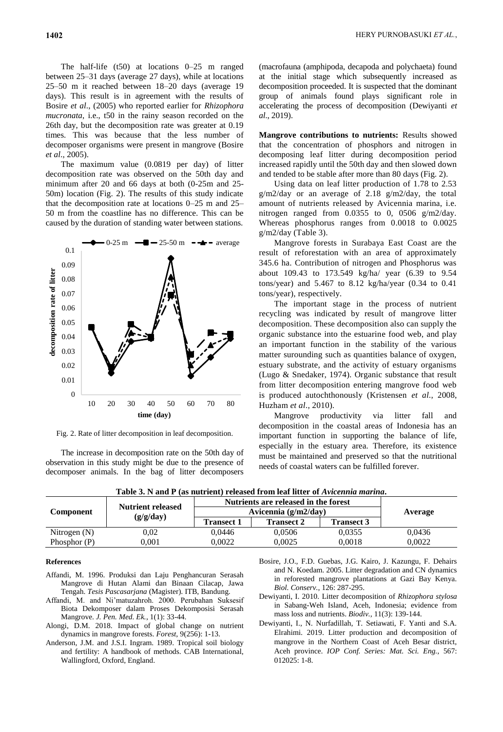The half-life (t50) at locations 0–25 m ranged between 25–31 days (average 27 days), while at locations 25–50 m it reached between 18–20 days (average 19 days). This result is in agreement with the results of Bosire *et al*., (2005) who reported earlier for *Rhizophora mucronata*, i.e., t50 in the rainy season recorded on the 26th day, but the decomposition rate was greater at 0.19 times. This was because that the less number of decomposer organisms were present in mangrove (Bosire *et al*., 2005).

The maximum value (0.0819 per day) of litter decomposition rate was observed on the 50th day and minimum after 20 and 66 days at both (0-25m and 25-50m) location (Fig. 2). The results of this study indicate that the decomposition rate at locations 0–25 m and 25–50 m from the coastline has no difference. This can be caused by the duration of standing water between stations.

Fig. 2. Rate of litter decomposition in leaf decomposition.

The increase in decomposition rate on the 50th day of observation in this study might be due to the presence of decomposer animals. In the bag of litter decomposers (macrofauna (amphipoda, decapoda and polychaeta) found at the initial stage which subsequently increased as decomposition proceeded. It is suspected that the dominant group of animals found plays significant role in accelerating the process of decomposition (Dewiyanti *et al*., 2019).

**Mangrove contributions to nutrients:** Results showed that the concentration of phosphors and nitrogen in decomposing leaf litter during decomposition period increased rapidly until the 50th day and then slowed down and tended to be stable after more than 80 days (Fig. 2).

Using data on leaf litter production of 1.78 to 2.53 g/m2/day or an average of 2.18 g/m2/day, the total amount of nutrients released by Avicennia marina, i.e. nitrogen ranged from 0.0355 to 0, 0506 g/m2/day. Whereas phosphorus ranges from 0.0018 to 0.0025 g/m2/day (Table 3).

Mangrove forests in Surabaya East Coast are the result of reforestation with an area of approximately 345.6 ha. Contribution of nitrogen and Phosphorus was about 109.43 to 173.549 kg/ha/ year (6.39 to 9.54 tons/year) and 5.467 to 8.12 kg/ha/year (0.34 to 0.41 tons/year), respectively.

The important stage in the process of nutrient recycling was indicated by result of mangrove litter decomposition. These decomposition also can supply the organic substance into the estuarine food web, and play an important function in the stability of the various matter surounding such as quantities balance of oxygen, estuary substrate, and the activity of estuary organisms (Lugo & Snedaker, 1974). Organic substance that result from litter decomposition entering mangrove food web is produced autochthonously (Kristensen *et al*., 2008, Huzham *et al*., 2010).

Mangrove productivity via litter fall and decomposition in the coastal areas of Indonesia has an important function in supporting the balance of life, especially in the estuary area. Therefore, its existence must be maintained and preserved so that the nutritional needs of coastal waters can be fulfilled forever.

**Table 3. N and P (as nutrient) released from leaf litter of *Avicennia marina*.**

| Component | Nutrient released (g/g/day) | Nutrients are released in the forest Avicennia (g/m2/day) | | | Average |
|---|---|---|---|---|---|
| | | Transect 1 | Transect 2 | Transect 3 | |
| Nitrogen (N) | 0,02 | 0,0446 | 0,0506 | 0,0355 | 0,0436 |
| Phosphor (P) | 0,001 | 0,0022 | 0,0025 | 0,0018 | 0,0022 |

## References

Affandi, M. 1996. Produksi dan Laju Penghancuran Serasah Mangrove di Hutan Alami dan Binaan Cilacap, Jawa Tengah. *Tesis Pascasarjana* (Magister). ITB, Bandung.

Affandi, M. and Ni'matuzahroh. 2000. Perubahan Suksesif Biota Dekomposer dalam Proses Dekomposisi Serasah Mangrove. *J. Pen. Med. Ek.*, 1(1): 33-44.

Alongi, D.M. 2018. Impact of global change on nutrient dynamics in mangrove forests. *Forest*, 9(256): 1-13.

Anderson, J.M. and J.S.I. Ingram. 1989. Tropical soil biology and fertility: A handbook of methods. CAB International, Wallingford, Oxford, England.

Bosire, J.O., F.D. Guebas, J.G. Kairo, J. Kazungu, F. Dehairs and N. Koedam. 2005. Litter degradation and CN dynamics in reforested mangrove plantations at Gazi Bay Kenya. *Biol. Conserv.*, 126: 287-295.

Dewiyanti, I. 2010. Litter decomposition of *Rhizophora stylosa* in Sabang-Weh Island, Aceh, Indonesia; evidence from mass loss and nutrients. *Biodiv.,* 11(3): 139-144.

Dewiyanti, I., N. Nurfadillah, T. Setiawati, F. Yanti and S.A. Elrahimi. 2019. Litter production and decomposition of mangrove in the Northern Coast of Aceh Besar district, Aceh province. *IOP Conf. Series: Mat. Sci. Eng.*, 567: 012025: 1-8.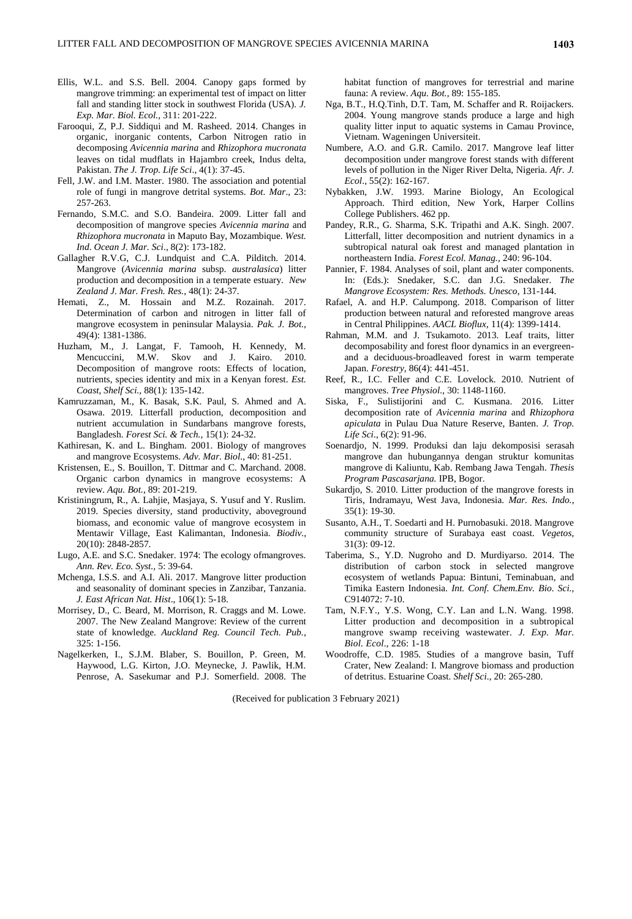Ellis, W.L. and S.S. Bell. 2004. Canopy gaps formed by mangrove trimming: an experimental test of impact on litter fall and standing litter stock in southwest Florida (USA). *J. Exp. Mar. Biol. Ecol.*, 311: 201-222.

Farooqui, Z, P.J. Siddiqui and M. Rasheed. 2014. Changes in organic, inorganic contents, Carbon Nitrogen ratio in decomposing *Avicennia marina* and *Rhizophora mucronata* leaves on tidal mudflats in Hajambro creek, Indus delta, Pakistan. *The J. Trop. Life Sci*., 4(1): 37-45.

Fell, J.W. and I.M. Master. 1980. The association and potential role of fungi in mangrove detrital systems. *Bot. Mar*., 23: 257-263.

Fernando, S.M.C. and S.O. Bandeira. 2009. Litter fall and decomposition of mangrove species *Avicennia marina* and *Rhizophora mucronata* in Maputo Bay, Mozambique. *West. Ind. Ocean J. Mar. Sci*., 8(2): 173-182.

Gallagher R.V.G, C.J. Lundquist and C.A. Pilditch. 2014. Mangrove (*Avicennia marina* subsp. *australasica*) litter production and decomposition in a temperate estuary. *New Zealand J. Mar. Fresh. Res.*, 48(1): 24-37.

Hemati, Z., M. Hossain and M.Z. Rozainah. 2017. Determination of carbon and nitrogen in litter fall of mangrove ecosystem in peninsular Malaysia. *Pak. J. Bot.*, 49(4): 1381-1386.

Huzham, M., J. Langat, F. Tamooh, H. Kennedy, M. Mencuccini, M.W. Skov and J. Kairo. 2010. Decomposition of mangrove roots: Effects of location, nutrients, species identity and mix in a Kenyan forest. *Est. Coast, Shelf Sci.*, 88(1): 135-142.

Kamruzzaman, M., K. Basak, S.K. Paul, S. Ahmed and A. Osawa. 2019. Litterfall production, decomposition and nutrient accumulation in Sundarbans mangrove forests, Bangladesh. *Forest Sci. & Tech.*, 15(1): 24-32.

Kathiresan, K. and L. Bingham. 2001. Biology of mangroves and mangrove Ecosystems. *Adv. Mar. Biol*., 40: 81-251.

Kristensen, E., S. Bouillon, T. Dittmar and C. Marchand. 2008. Organic carbon dynamics in mangrove ecosystems: A review. *Aqu. Bot.*, 89: 201-219.

Kristiningrum, R., A. Lahjie, Masjaya, S. Yusuf and Y. Ruslim. 2019. Species diversity, stand productivity, aboveground biomass, and economic value of mangrove ecosystem in Mentawir Village, East Kalimantan, Indonesia. *Biodiv.*, 20(10): 2848-2857.

Lugo, A.E. and S.C. Snedaker. 1974: The ecology ofmangroves. *Ann. Rev. Eco. Syst.*, 5: 39-64.

Mchenga, I.S.S. and A.I. Ali. 2017. Mangrove litter production and seasonality of dominant species in Zanzibar, Tanzania. *J. East African Nat. Hist*., 106(1): 5-18.

Morrisey, D., C. Beard, M. Morrison, R. Craggs and M. Lowe. 2007. The New Zealand Mangrove: Review of the current state of knowledge. *Auckland Reg. Council Tech. Pub.*, 325: 1-156.

Nagelkerken, I., S.J.M. Blaber, S. Bouillon, P. Green, M. Haywood, L.G. Kirton, J.O. Meynecke, J. Pawlik, H.M. Penrose, A. Sasekumar and P.J. Somerfield. 2008. The habitat function of mangroves for terrestrial and marine fauna: A review. *Aqu. Bot.*, 89: 155-185.

Nga, B.T., H.Q.Tinh, D.T. Tam, M. Schaffer and R. Roijackers. 2004. Young mangrove stands produce a large and high quality litter input to aquatic systems in Camau Province, Vietnam. Wageningen Universiteit.

Numbere, A.O. and G.R. Camilo. 2017. Mangrove leaf litter decomposition under mangrove forest stands with different levels of pollution in the Niger River Delta, Nigeria. *Afr. J. Ecol*., 55(2): 162-167.

Nybakken, J.W. 1993. Marine Biology, An Ecological Approach. Third edition, New York, Harper Collins College Publishers. 462 pp.

Pandey, R.R., G. Sharma, S.K. Tripathi and A.K. Singh. 2007. Litterfall, litter decomposition and nutrient dynamics in a subtropical natural oak forest and managed plantation in northeastern India. *Forest Ecol. Manag.*, 240: 96-104.

Pannier, F. 1984. Analyses of soil, plant and water components. In: (Eds.): Snedaker, S.C. dan J.G. Snedaker. *The Mangrove Ecosystem: Res. Methods. Unesco*, 131-144.

Rafael, A. and H.P. Calumpong. 2018. Comparison of litter production between natural and reforested mangrove areas in Central Philippines. *AACL Bioflux*, 11(4): 1399-1414.

Rahman, M.M. and J. Tsukamoto. 2013. Leaf traits, litter decomposability and forest floor dynamics in an evergreen- and a deciduous-broadleaved forest in warm temperate Japan. *Forestry*, 86(4): 441-451.

Reef, R., I.C. Feller and C.E. Lovelock. 2010. Nutrient of mangroves. *Tree Physiol.*, 30: 1148-1160.

Siska, F., Sulistijorini and C. Kusmana. 2016. Litter decomposition rate of *Avicennia marina* and *Rhizophora apiculata* in Pulau Dua Nature Reserve, Banten. *J. Trop. Life Sci*., 6(2): 91-96.

Soenardjo, N. 1999. Produksi dan laju dekomposisi serasah mangrove dan hubungannya dengan struktur komunitas mangrove di Kaliuntu, Kab. Rembang Jawa Tengah. *Thesis Program Pascasarjana.* IPB, Bogor.

Sukardjo, S. 2010. Litter production of the mangrove forests in Tiris, Indramayu, West Java, Indonesia. *Mar. Res. Indo.*, 35(1): 19-30.

Susanto, A.H., T. Soedarti and H. Purnobasuki. 2018. Mangrove community structure of Surabaya east coast. *Vegetos*, 31(3): 09-12.

Taberima, S., Y.D. Nugroho and D. Murdiyarso. 2014. The distribution of carbon stock in selected mangrove ecosystem of wetlands Papua: Bintuni, Teminabuan, and Timika Eastern Indonesia. *Int. Conf. Chem.Env. Bio. Sci.*, C914072: 7-10.

Tam, N.F.Y., Y.S. Wong, C.Y. Lan and L.N. Wang. 1998. Litter production and decomposition in a subtropical mangrove swamp receiving wastewater. *J. Exp. Mar. Biol. Ecol*., 226: 1-18

Woodroffe, C.D. 1985. Studies of a mangrove basin, Tuff Crater, New Zealand: I. Mangrove biomass and production of detritus. Estuarine Coast. *Shelf Sci*., 20: 265-280.

(Received for publication 3 February 2021)